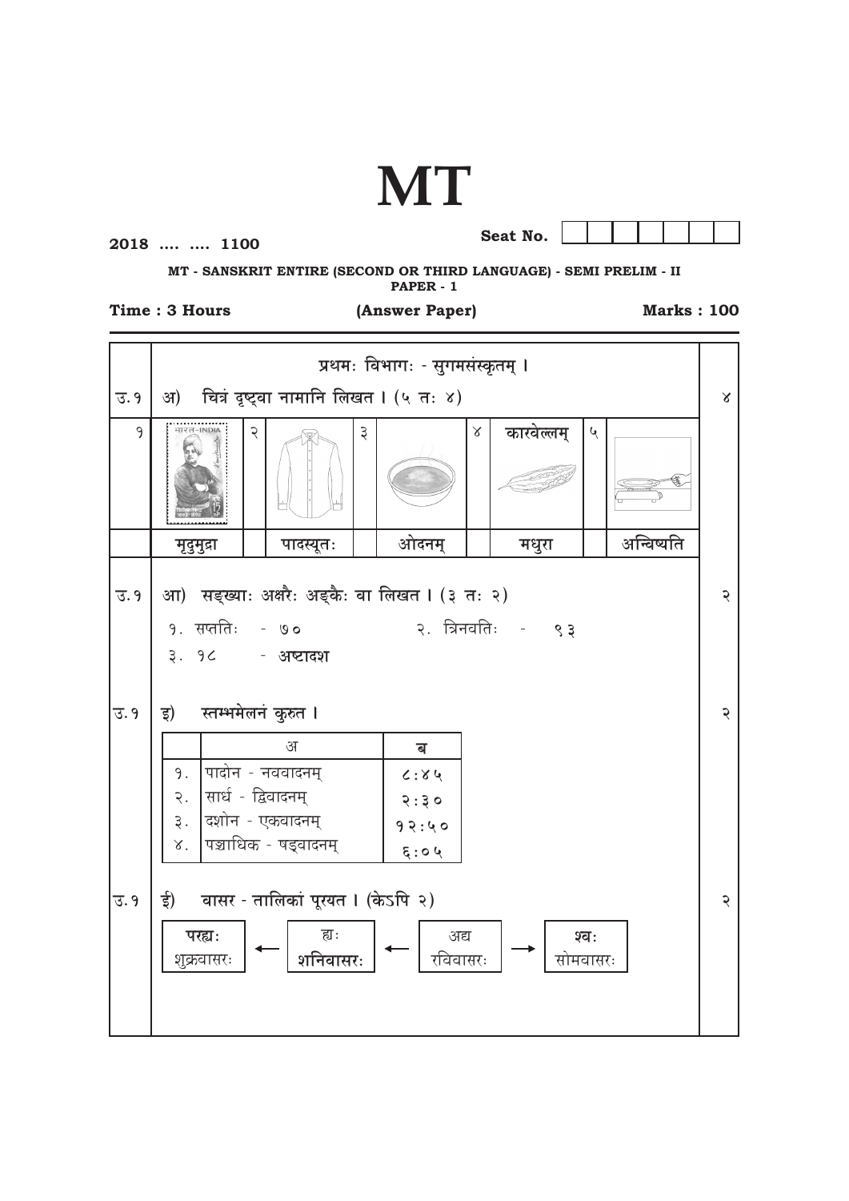# MT

2018 .... .... 1100

Seat No.

**MT - SANSKRIT ENTIRE (SECOND OR THIRD LANGUAGE) - SEMI PRELIM - II**
**PAPER - 1**

**Time : 3 Hours** **(Answer Paper)** **Marks : 100**

## प्रथमः विभागः - सुगमसंस्कृतम् ।

**उ.१ अ) चित्रं दृष्ट्वा नामानि लिखत । (५ तः ४)** ४

| १ | २ | ३ | ४ | ५ |
|---|---|---|---|---|
| | | | कारवेल्लम् | |
| मृदुमुद्रा | पादस्यूतः | ओदनम् | मधुरा | अन्विष्यति |

**उ.१ आ) सङ्ख्याः अक्षरैः अङ्कैः वा लिखत । (३ तः २)** २

१. सप्ततिः - ७०
२. त्रिनवतिः - ९३
३. १८ - अष्टादश

**उ.१ इ) स्तम्भमेलनं कुरुत ।** २

| | अ | ब |
|---|---|---|
| १. | पादोन - नववादनम् | ८:४५ |
| २. | सार्ध - द्विवादनम् | २:३० |
| ३. | दशोन - एकवादनम् | १२:५० |
| ४. | पञ्चाधिक - षड्वादनम् | ६:०५ |

**उ.१ ई) वासर - तालिकां पूरयत । (केऽपि २)** २

| परह्यः | ← | ह्यः | ← | अद्य | → | श्वः |
|---|---|---|---|---|---|---|
| शुक्रवासरः | | शनिवासरः | | रविवासरः | | सोमवासरः |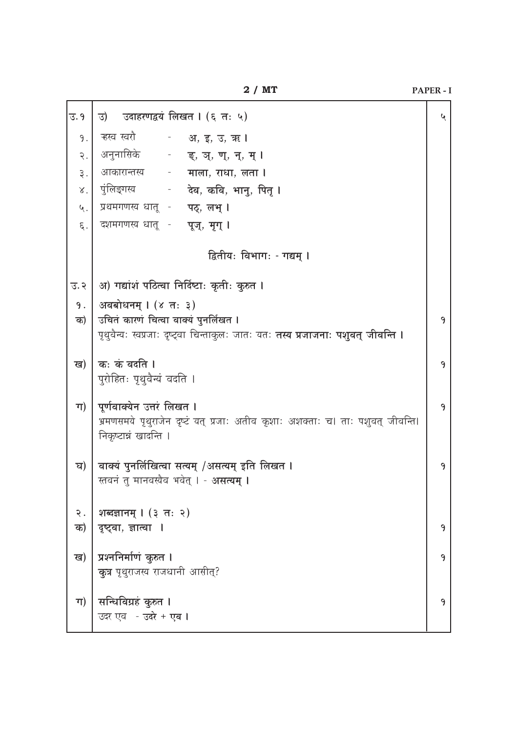| | | |
|---|---|---|
| उ.१ | उ) उदाहरणद्वयं लिखत । (६ तः ५) | ५ |
| १. | ह्रस्व स्वरौ - **अ, इ, उ, ऋ ।** | |
| २. | अनुनासिके - **ङ्, ञ्, ण्, न्, म् ।** | |
| ३. | आकारान्तस्य - **माला, राधा, लता ।** | |
| ४. | पुंलिङ्गस्य - **देव, कवि, भानु, पितृ ।** | |
| ५. | प्रथमगणस्य धातू - **पठ्, लभ् ।** | |
| ६. | दशमगणस्य धातू - **पूज्, मृग् ।** | |
| | **द्वितीयः विभागः - गद्यम् ।** | |
| उ.२ | **अ) गद्यांशं पठित्वा निर्दिष्टाः कृतीः कुरुत ।** | |
| १. | **अवबोधनम् । (४ तः ३)** | |
| क) | **उचितं कारणं चित्वा वाक्यं पुनर्लिखत ।** <br> पृथुवैन्यः स्वप्रजाः दृष्ट्वा चिन्ताकुलः जातः यतः **तस्य प्रजाजनाः पशुवत् जीवन्ति ।** | १ |
| ख) | **कः कं वदति ।** <br> पुरोहितः पृथुवैन्यं वदति । | १ |
| ग) | **पूर्णवाक्येन उत्तरं लिखत ।** <br> भ्रमणसमये पृथुराजेन दृष्टं यत् प्रजाः अतीव कृशाः अशक्ताः च। ताः पशुवत् जीवन्ति। निकृष्टान्नं खादन्ति । | १ |
| घ) | **वाक्यं पुनर्लिखित्वा सत्यम् /असत्यम् इति लिखत ।** <br> स्तवनं तु मानवस्यैव भवेत् । - **असत्यम् ।** | १ |
| २. | **शब्दज्ञानम् । (३ तः २)** | |
| क) | **दृष्ट्वा, ज्ञात्वा ।** | १ |
| ख) | **प्रश्ननिर्माणं कुरुत ।** <br> **कुत्र** पृथुराजस्य राजधानी आसीत्? | १ |
| ग) | **सन्धिविग्रहं कुरुत ।** <br> उदर एव - **उदरे + एव ।** | १ |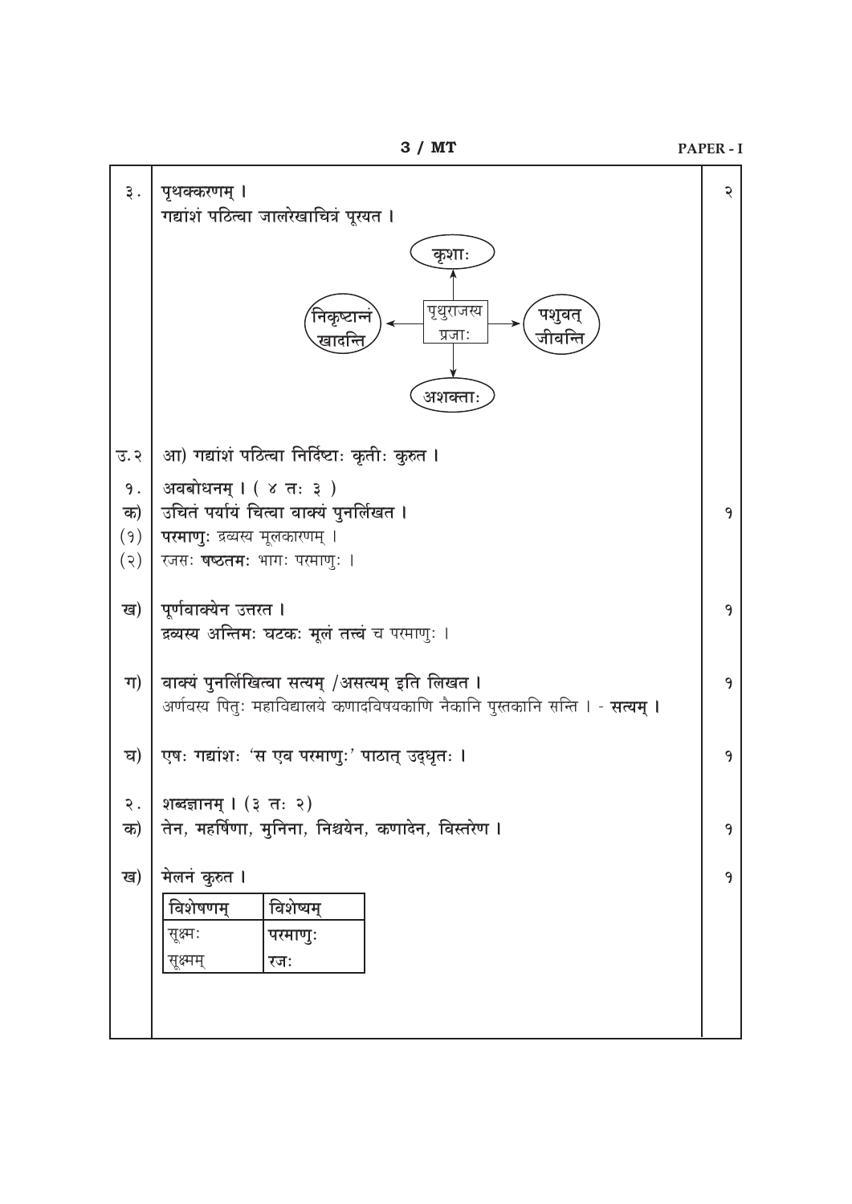३. पृथक्करणम् । २

गद्यांशं पठित्वा जालरेखाचित्रं पूरयत ।

पृथुराजस्य प्रजाः → कृशाः
पृथुराजस्य प्रजाः → पशुवत् जीवन्ति
पृथुराजस्य प्रजाः → अशक्ताः
पृथुराजस्य प्रजाः → निकृष्टान्नं खादन्ति

उ.२ आ) गद्यांशं पठित्वा निर्दिष्टाः कृतीः कुरुत ।

१. अवबोधनम् । ( ४ तः ३ )

क) उचितं पर्यायं चित्वा वाक्यं पुनर्लिखत । १

(१) **परमाणुः** द्रव्यस्य मूलकारणम् ।

(२) रजसः **षष्ठतमः** भागः परमाणुः ।

ख) पूर्णवाक्येन उत्तरत । १

**द्रव्यस्य अन्तिमः घटकः मूलं तत्त्वं च** परमाणुः ।

ग) वाक्यं पुनर्लिखित्वा सत्यम् /असत्यम् इति लिखत । १

अर्णवस्य पितुः महाविद्यालये कणादविषयकाणि नैकानि पुस्तकानि सन्ति । - **सत्यम् ।**

घ) एषः गद्यांशः 'स एव परमाणुः' पाठात् उद्धृतः । १

२. शब्दज्ञानम् । (३ तः २)

क) तेन, महर्षिणा, मुनिना, निश्चयेन, कणादेन, विस्तरेण । १

ख) मेलनं कुरुत । १

| विशेषणम् | विशेष्यम् |
|---|---|
| सूक्ष्मः | परमाणुः |
| सूक्ष्मम् | रजः |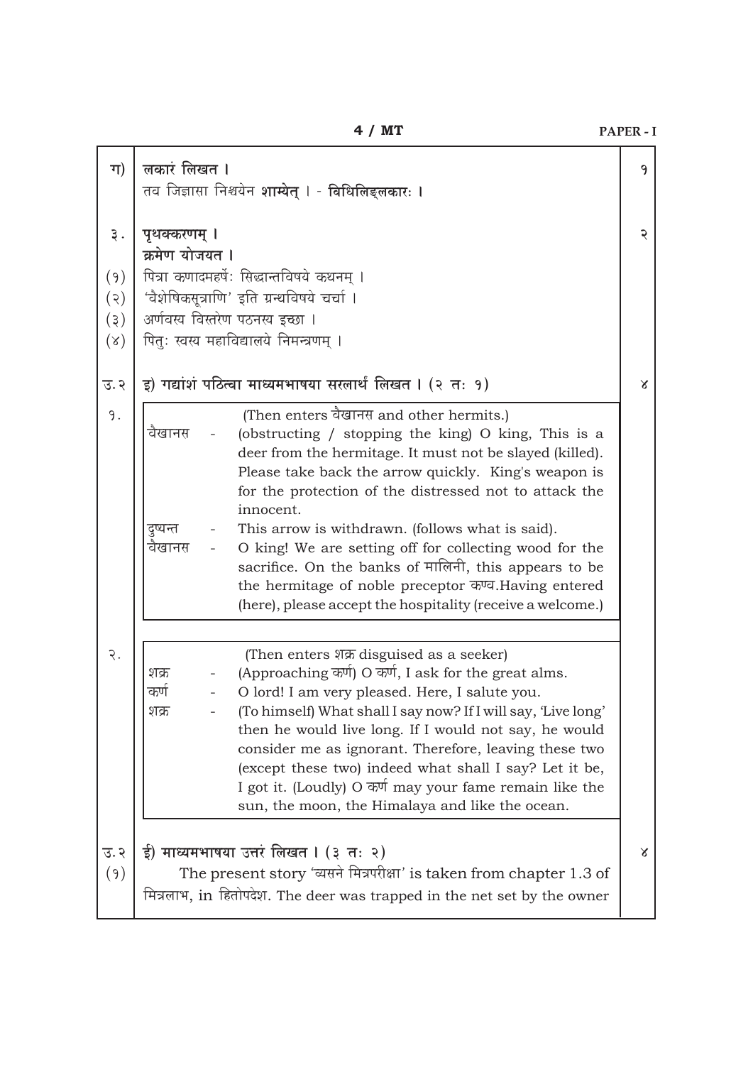ग) **लकारं लिखत ।** १

तव जिज्ञासा निश्चयेन **शाम्येत्** । - **विधिलिङ्लकारः ।**

३. **पृथक्करणम् ।** २

**क्रमेण योजयत ।**

(१) पित्रा कणादमहर्षेः सिद्धान्तविषये कथनम् ।

(२) 'वैशेषिकसूत्राणि' इति ग्रन्थविषये चर्चा ।

(३) अर्णवस्य विस्तरेण पठनस्य इच्छा ।

(४) पितुः स्वस्य महाविद्यालये निमन्त्रणम् ।

उ.२ **इ) गद्यांशं पठित्वा माध्यमभाषया सरलार्थं लिखत । (२ तः १)** ४

१.

(Then enters वैखानस and other hermits.)

| | | |
|---|---|---|
| वैखानस | - | (obstructing / stopping the king) O king, This is a deer from the hermitage. It must not be slayed (killed). Please take back the arrow quickly. King's weapon is for the protection of the distressed not to attack the innocent. |
| दुष्यन्त | - | This arrow is withdrawn. (follows what is said). |
| वैखानस | - | O king! We are setting off for collecting wood for the sacrifice. On the banks of मालिनी, this appears to be the hermitage of noble preceptor कण्व.Having entered (here), please accept the hospitality (receive a welcome.) |

२.

(Then enters शक्र disguised as a seeker)

| | | |
|---|---|---|
| शक्र | - | (Approaching कर्ण) O कर्ण, I ask for the great alms. |
| कर्ण | - | O lord! I am very pleased. Here, I salute you. |
| शक्र | - | (To himself) What shall I say now? If I will say, 'Live long' then he would live long. If I would not say, he would consider me as ignorant. Therefore, leaving these two (except these two) indeed what shall I say? Let it be, I got it. (Loudly) O कर्ण may your fame remain like the sun, the moon, the Himalaya and like the ocean. |

उ.२ **ई) माध्यमभाषया उत्तरं लिखत । (३ तः २)** ४

(१) The present story 'व्यसने मित्रपरीक्षा' is taken from chapter 1.3 of मित्रलाभ, in हितोपदेश. The deer was trapped in the net set by the owner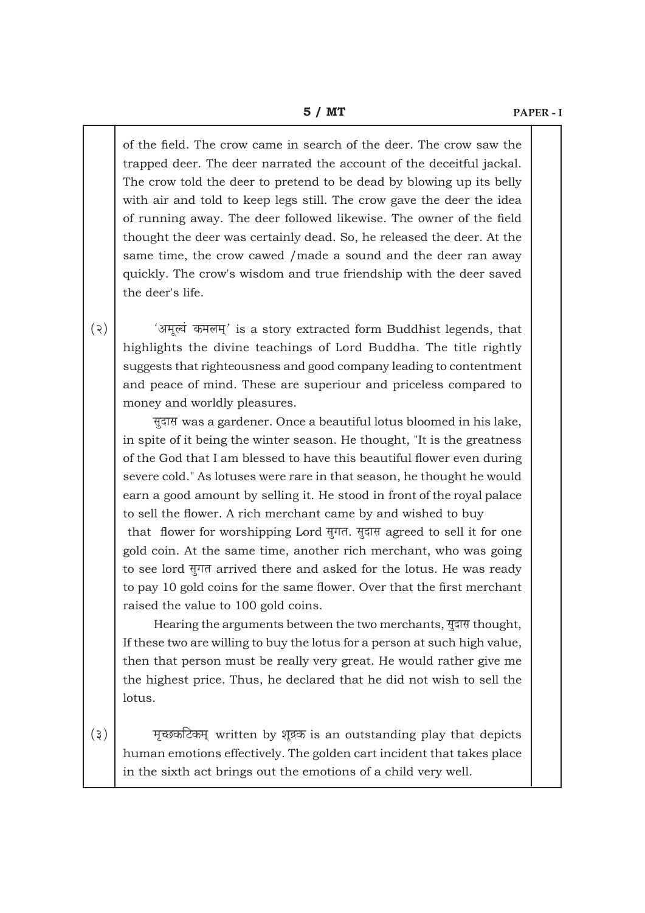of the field. The crow came in search of the deer. The crow saw the trapped deer. The deer narrated the account of the deceitful jackal. The crow told the deer to pretend to be dead by blowing up its belly with air and told to keep legs still. The crow gave the deer the idea of running away. The deer followed likewise. The owner of the field thought the deer was certainly dead. So, he released the deer. At the same time, the crow cawed /made a sound and the deer ran away quickly. The crow's wisdom and true friendship with the deer saved the deer's life.

(२) 'अमूल्यं कमलम्' is a story extracted form Buddhist legends, that highlights the divine teachings of Lord Buddha. The title rightly suggests that righteousness and good company leading to contentment and peace of mind. These are superiour and priceless compared to money and worldly pleasures.

सुदास was a gardener. Once a beautiful lotus bloomed in his lake, in spite of it being the winter season. He thought, "It is the greatness of the God that I am blessed to have this beautiful flower even during severe cold." As lotuses were rare in that season, he thought he would earn a good amount by selling it. He stood in front of the royal palace to sell the flower. A rich merchant came by and wished to buy that flower for worshipping Lord सुगत. सुदास agreed to sell it for one gold coin. At the same time, another rich merchant, who was going to see lord सुगत arrived there and asked for the lotus. He was ready to pay 10 gold coins for the same flower. Over that the first merchant raised the value to 100 gold coins.

Hearing the arguments between the two merchants, सुदास thought, If these two are willing to buy the lotus for a person at such high value, then that person must be really very great. He would rather give me the highest price. Thus, he declared that he did not wish to sell the lotus.

(३) मृच्छकटिकम् written by शूद्रक is an outstanding play that depicts human emotions effectively. The golden cart incident that takes place in the sixth act brings out the emotions of a child very well.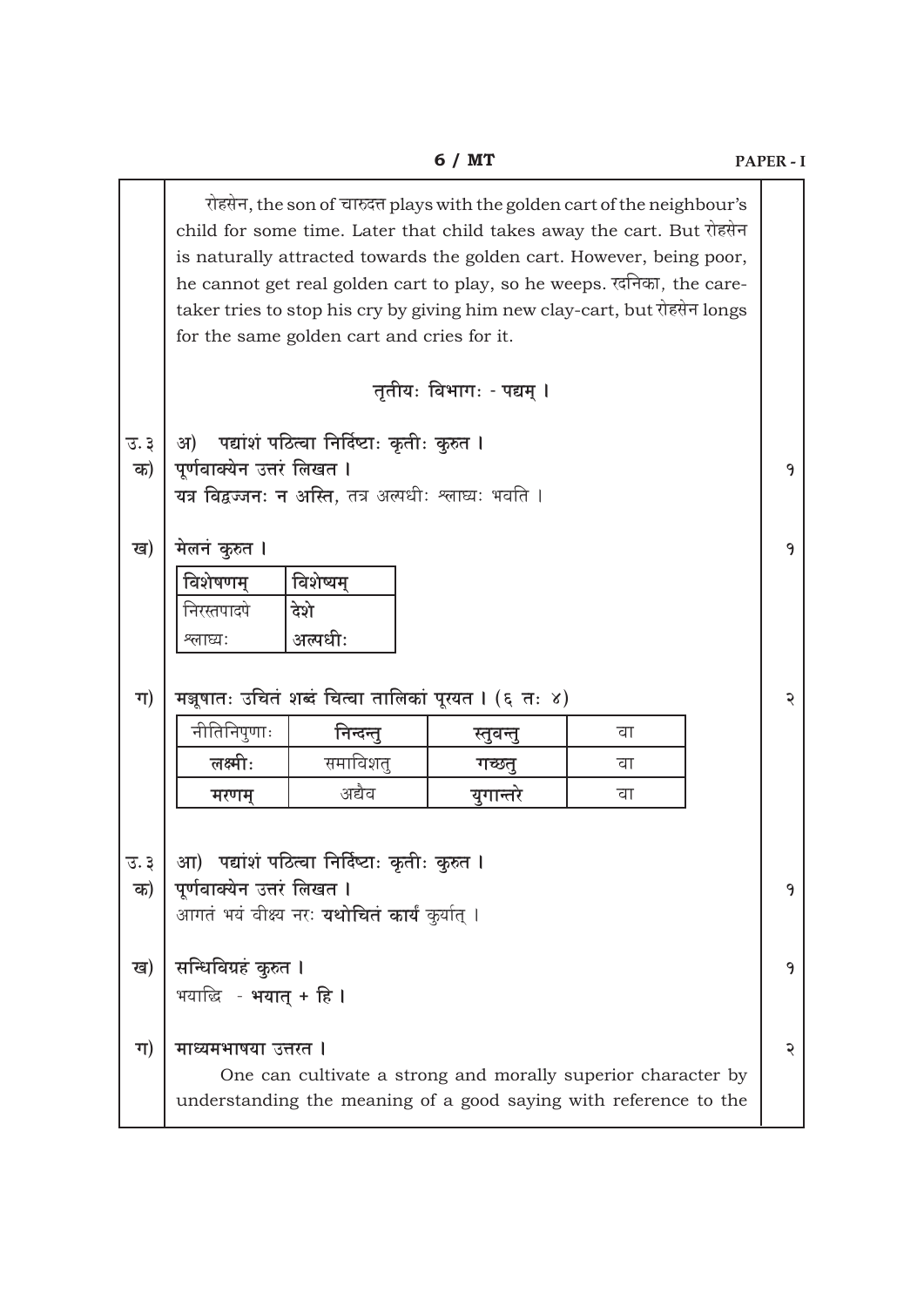रोहसेन, the son of चारुदत्त plays with the golden cart of the neighbour's child for some time. Later that child takes away the cart. But रोहसेन is naturally attracted towards the golden cart. However, being poor, he cannot get real golden cart to play, so he weeps. रदनिका, the care-taker tries to stop his cry by giving him new clay-cart, but रोहसेन longs for the same golden cart and cries for it.

## तृतीयः विभागः - पद्यम् ।

उ. ३ अ) **पद्यांशं पठित्वा निर्दिष्टाः कृतीः कुरुत ।**

क) **पूर्णवाक्येन उत्तरं लिखत ।** १

**यत्र विद्वज्जनः न अस्ति**, तत्र अल्पधीः श्लाघ्यः भवति ।

ख) **मेलनं कुरुत ।** १

| विशेषणम् | विशेष्यम् |
|---|---|
| निरस्तपादपे | देशे |
| श्लाघ्यः | अल्पधीः |

ग) **मञ्जूषातः उचितं शब्दं चित्वा तालिकां पूरयत । (६ तः ४)** २

| नीतिनिपुणाः | निन्दन्तु | स्तुवन्तु | वा |
|---|---|---|---|
| लक्ष्मीः | समाविशतु | गच्छतु | वा |
| मरणम् | अद्यैव | युगान्तरे | वा |

उ. ३ आ) **पद्यांशं पठित्वा निर्दिष्टाः कृतीः कुरुत ।**

क) **पूर्णवाक्येन उत्तरं लिखत ।** १

आगतं भयं वीक्ष्य नरः **यथोचितं कार्यं** कुर्यात् ।

ख) **सन्धिविग्रहं कुरुत ।** १

भयाद्धि - **भयात् + हि ।**

ग) **माध्यमभाषया उत्तरत ।** २

One can cultivate a strong and morally superior character by understanding the meaning of a good saying with reference to the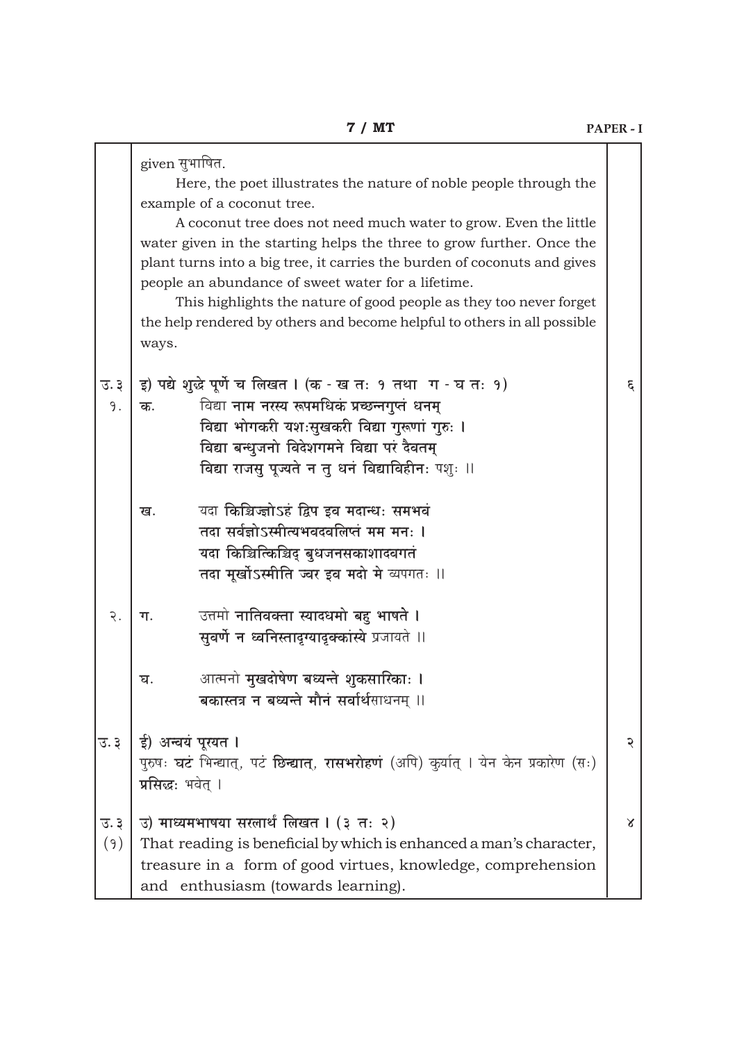given सुभाषित.

Here, the poet illustrates the nature of noble people through the example of a coconut tree.

A coconut tree does not need much water to grow. Even the little water given in the starting helps the three to grow further. Once the plant turns into a big tree, it carries the burden of coconuts and gives people an abundance of sweet water for a lifetime.

This highlights the nature of good people as they too never forget the help rendered by others and become helpful to others in all possible ways.

उ. ३ इ) पद्ये शुद्धे पूर्णे च लिखत । (क - ख तः १ तथा ग - घ तः १) ६

१. क. विद्या नाम नरस्य रूपमधिकं प्रच्छन्नगुप्तं धनम्
विद्या भोगकरी यशःसुखकरी विद्या गुरूणां गुरुः ।
विद्या बन्धुजनो विदेशगमने विद्या परं दैवतम्
विद्या राजसु पूज्यते न तु धनं विद्याविहीनः पशुः ॥

ख. यदा किञ्चिज्ज्ञोऽहं द्विप इव मदान्धः समभवं
तदा सर्वज्ञोऽस्मीत्यभवदवलिप्तं मम मनः ।
यदा किञ्चित्किञ्चिद् बुधजनसकाशादवगतं
तदा मूर्खोऽस्मीति ज्वर इव मदो मे व्यपगतः ॥

२. ग. उत्तमो नातिवक्ता स्यादधमो बहु भाषते ।
सुवर्णे न ध्वनिस्तादृग्यादृक्कांस्ये प्रजायते ॥

घ. आत्मनो मुखदोषेण बध्यन्ते शुकसारिकाः ।
बकास्तत्र न बध्यन्ते मौनं सर्वार्थसाधनम् ॥

उ. ३ ई) अन्वयं पूरयत । २

पुरुषः घटं भिन्द्यात्, पटं छिन्द्यात्, रासभरोहणं (अपि) कुर्यात् । येन केन प्रकारेण (सः) प्रसिद्धः भवेत् ।

उ. ३ उ) माध्यमभाषया सरलार्थं लिखत । (३ तः २) ४

(१) That reading is beneficial by which is enhanced a man's character, treasure in a form of good virtues, knowledge, comprehension and enthusiasm (towards learning).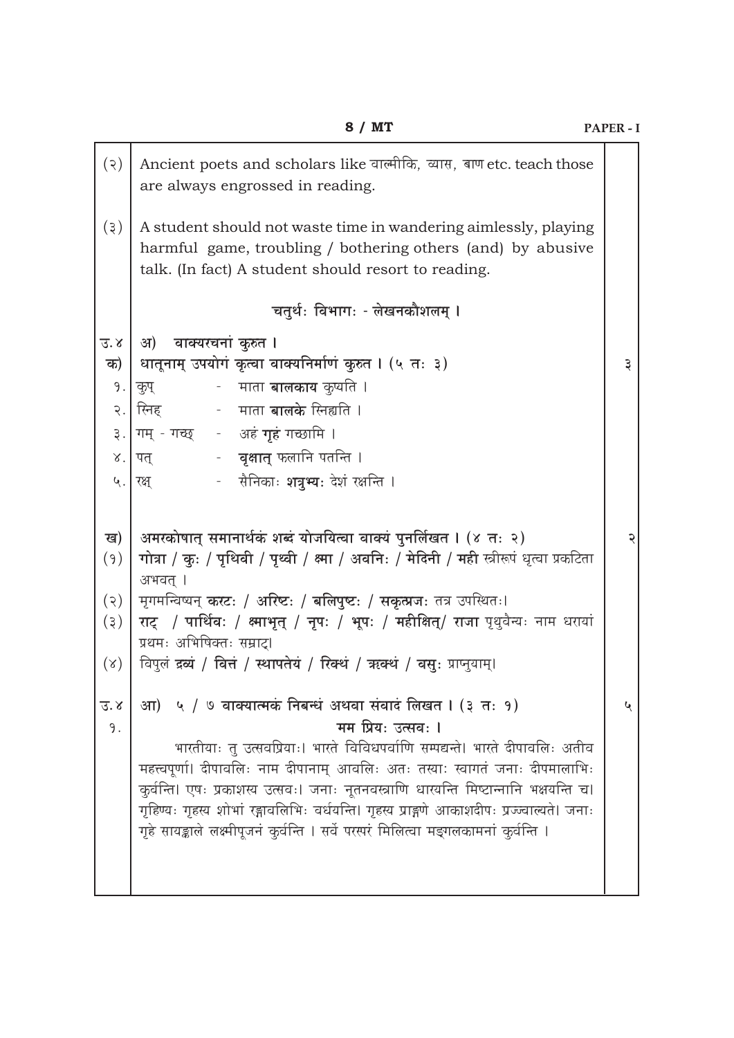(२) Ancient poets and scholars like वाल्मीकि, व्यास, बाण etc. teach those are always engrossed in reading.

(३) A student should not waste time in wandering aimlessly, playing harmful game, troubling / bothering others (and) by abusive talk. (In fact) A student should resort to reading.

## चतुर्थः विभागः - लेखनकौशलम् ।

**उ.४ अ) वाक्यरचनां कुरुत ।**

**क) धातूनाम् उपयोगं कृत्वा वाक्यनिर्माणं कुरुत । (५ तः ३)** 3

१. कुप् - माता **बालकाय** कुप्यति ।

२. स्निह् - माता **बालके** स्निह्यति ।

३. गम् - गच्छ् - अहं **गृहं** गच्छामि ।

४. पत् - **वृक्षात्** फलानि पतन्ति ।

५. रक्ष् - सैनिकाः **शत्रुभ्यः** देशं रक्षन्ति ।

**ख) अमरकोषात् समानार्थकं शब्दं योजयित्वा वाक्यं पुनर्लिखत । (४ तः २)** 2

(१) **गोत्रा / कुः / पृथिवी / पृथ्वी / क्ष्मा / अवनिः / मेदिनी / मही** स्त्रीरूपं धृत्वा प्रकटिता अभवत् ।

(२) मृगमन्विष्यन् **करटः / अरिष्टः / बलिपुष्टः / सकृत्प्रजः** तत्र उपस्थितः।

(३) **राट् / पार्थिवः / क्ष्माभृत् / नृपः / भूपः / महीक्षित्/ राजा** पृथुवैन्यः नाम धरायां प्रथमः अभिषिक्तः सम्राट्।

(४) विपुलं **द्रव्यं / वित्तं / स्वापतेयं / रिक्थं / ऋक्थं / वसुः** प्राप्नुयाम्।

**उ.४ आ) ५ / ७ वाक्यात्मकं निबन्धं अथवा संवादं लिखत । (३ तः १)** 5

१. **मम प्रियः उत्सवः ।**

भारतीयाः तु उत्सवप्रियाः। भारते विविधपर्वाणि सम्पद्यन्ते। भारते दीपावलिः अतीव महत्त्वपूर्णा। दीपावलिः नाम दीपानाम् आवलिः अतः तस्याः स्वागतं जनाः दीपमालाभिः कुर्वन्ति। एषः प्रकाशस्य उत्सवः। जनाः नूतनवस्त्राणि धारयन्ति मिष्टान्नानि भक्षयन्ति च। गृहिण्यः गृहस्य शोभां रङ्गावलिभिः वर्धयन्ति। गृहस्य प्राङ्गणे आकाशदीपः प्रज्ज्वाल्यते। जनाः गृहे सायङ्काले लक्ष्मीपूजनं कुर्वन्ति । सर्वे परस्परं मिलित्वा मङ्गलकामनां कुर्वन्ति ।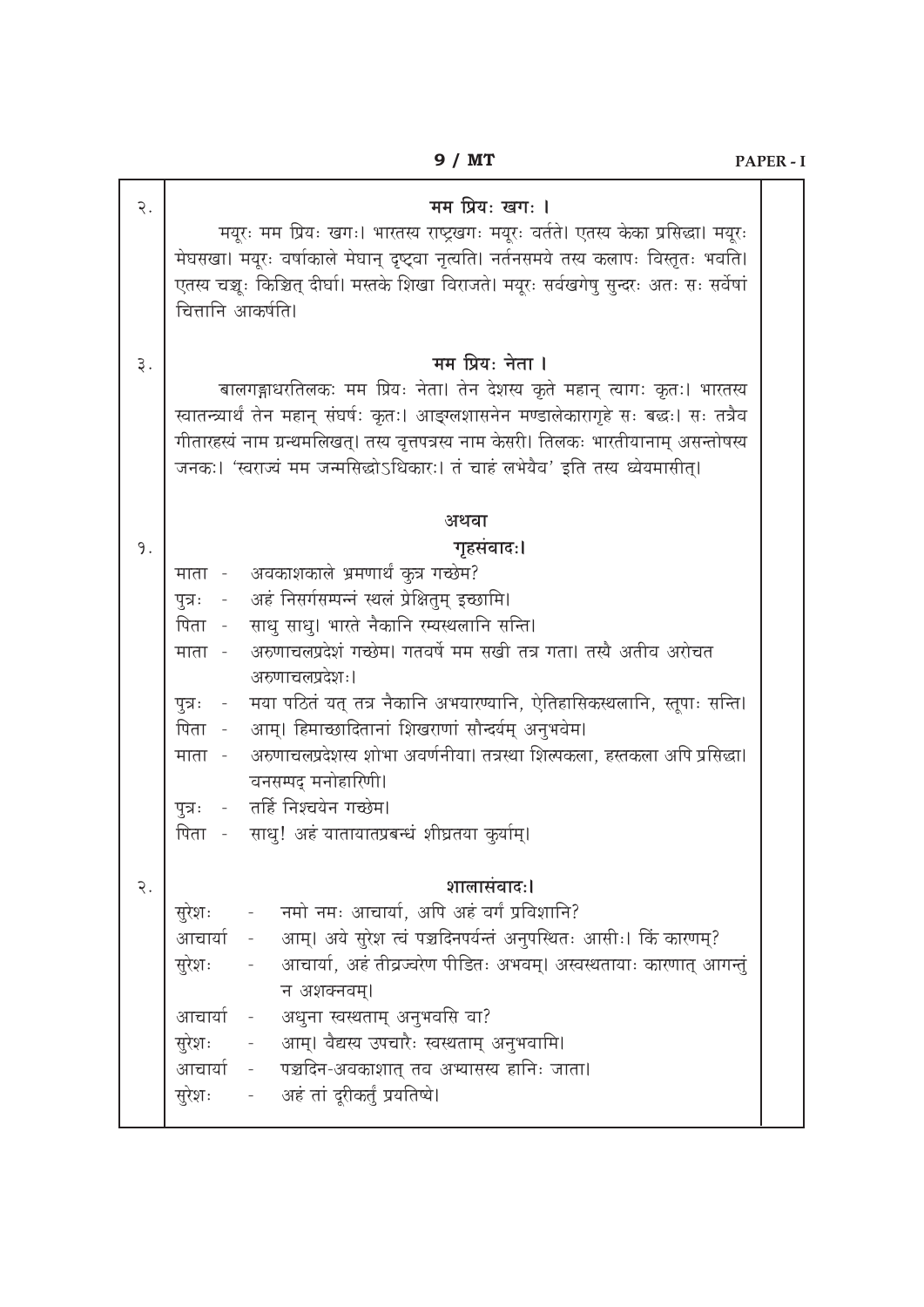२. **मम प्रियः खगः ।**

मयूरः मम प्रियः खगः। भारतस्य राष्ट्रखगः मयूरः वर्तते। एतस्य केका प्रसिद्धा। मयूरः मेघसखा। मयूरः वर्षाकाले मेघान् दृष्ट्वा नृत्यति। नर्तनसमये तस्य कलापः विस्तृतः भवति। एतस्य चञ्चूः किञ्चित् दीर्घा। मस्तके शिखा विराजते। मयूरः सर्वखगेषु सुन्दरः अतः सः सर्वेषां चित्तानि आकर्षति।

३. **मम प्रियः नेता ।**

बालगङ्गाधरतिलकः मम प्रियः नेता। तेन देशस्य कृते महान् त्यागः कृतः। भारतस्य स्वातन्त्र्यार्थं तेन महान् संघर्षः कृतः। आङ्ग्लशासनेन मण्डालेकारागृहे सः बद्धः। सः तत्रैव गीतारहस्यं नाम ग्रन्थमलिखत्। तस्य वृत्तपत्रस्य नाम केसरी। तिलकः भारतीयानाम् असन्तोषस्य जनकः। 'स्वराज्यं मम जन्मसिद्धोऽधिकारः। तं चाहं लभेयैव' इति तस्य ध्येयमासीत्।

**अथवा**

१. **गृहसंवादः।**

माता - अवकाशकाले भ्रमणार्थं कुत्र गच्छेम?
पुत्रः - अहं निसर्गसम्पन्नं स्थलं प्रेक्षितुम् इच्छामि।
पिता - साधु साधु। भारते नैकानि रम्यस्थलानि सन्ति।
माता - अरुणाचलप्रदेशं गच्छेम। गतवर्षे मम सखी तत्र गता। तस्यै अतीव अरोचत अरुणाचलप्रदेशः।
पुत्रः - मया पठितं यत् तत्र नैकानि अभयारण्यानि, ऐतिहासिकस्थलानि, स्तूपाः सन्ति।
पिता - आम्। हिमाच्छादितानां शिखराणां सौन्दर्यम् अनुभवेम।
माता - अरुणाचलप्रदेशस्य शोभा अवर्णनीया। तत्रस्था शिल्पकला, हस्तकला अपि प्रसिद्धा। वनसम्पद् मनोहारिणी।
पुत्रः - तर्हि निश्चयेन गच्छेम।
पिता - साधु! अहं यातायातप्रबन्धं शीघ्रतया कुर्याम्।

२. **शालासंवादः।**

सुरेशः - नमो नमः आचार्या, अपि अहं वर्गं प्रविशानि?
आचार्या - आम्। अये सुरेश त्वं पञ्चदिनपर्यन्तं अनुपस्थितः आसीः। किं कारणम्?
सुरेशः - आचार्या, अहं तीव्रज्वरेण पीडितः अभवम्। अस्वस्थतायाः कारणात् आगन्तुं न अशक्नवम्।
आचार्या - अधुना स्वस्थताम् अनुभवसि वा?
सुरेशः - आम्। वैद्यस्य उपचारैः स्वस्थताम् अनुभवामि।
आचार्या - पञ्चदिन-अवकाशात् तव अभ्यासस्य हानिः जाता।
सुरेशः - अहं तां दूरीकर्तुं प्रयतिष्ये।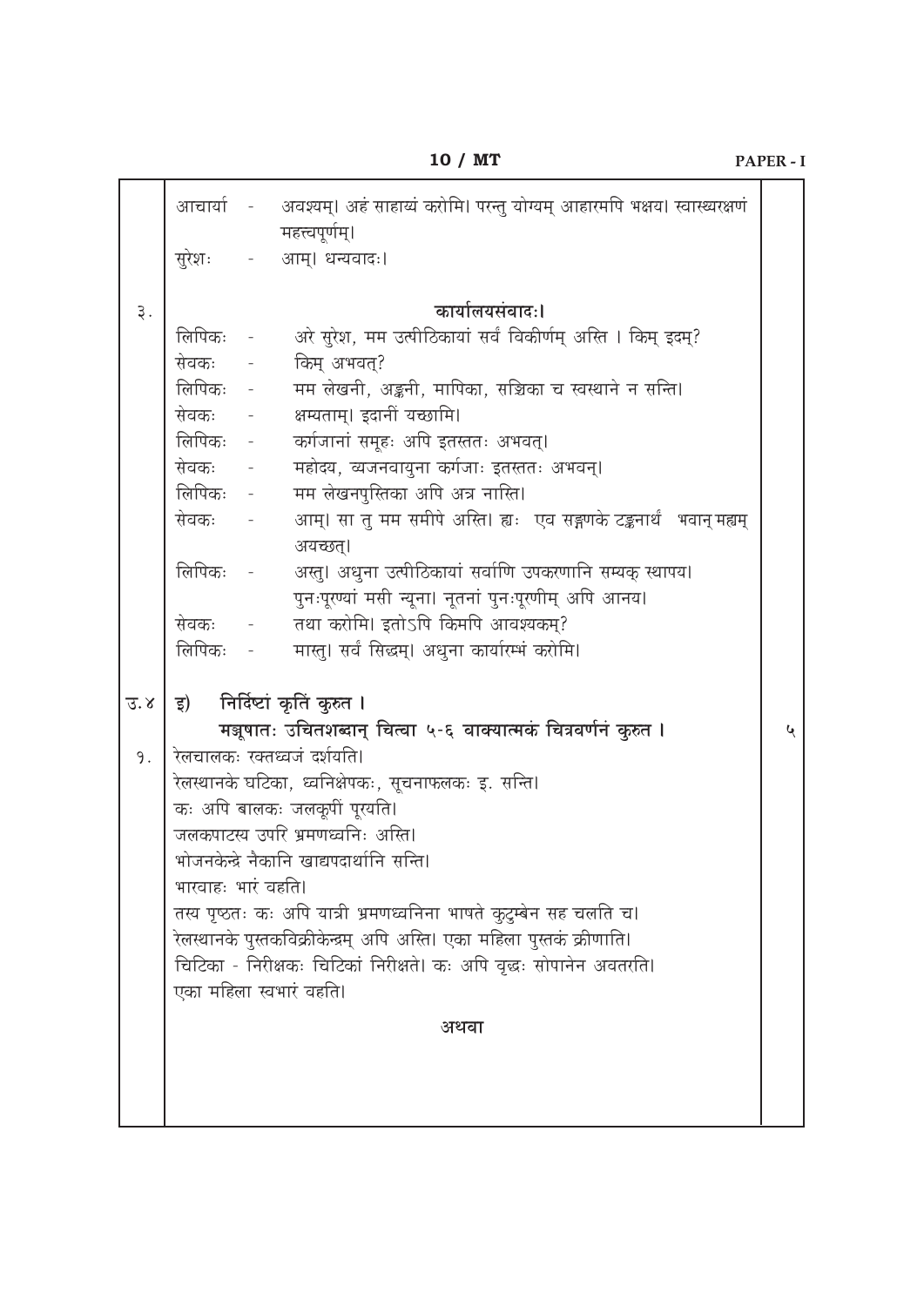आचार्या - अवश्यम्। अहं साहाय्यं करोमि। परन्तु योग्यम् आहारमपि भक्षय। स्वास्थ्यरक्षणं महत्त्वपूर्णम्।

सुरेशः - आम्। धन्यवादः।

३. **कार्यालयसंवादः।**

लिपिकः - अरे सुरेश, मम उत्पीठिकायां सर्वं विकीर्णम् अस्ति । किम् इदम्?

सेवकः - किम् अभवत्?

लिपिकः - मम लेखनी, अङ्कनी, मापिका, सञ्चिका च स्वस्थाने न सन्ति।

सेवकः - क्षम्यताम्। इदानीं यच्छामि।

लिपिकः - कर्गजानां समूहः अपि इतस्ततः अभवत्।

सेवकः - महोदय, व्यजनवायुना कर्गजाः इतस्ततः अभवन्।

लिपिकः - मम लेखनपुस्तिका अपि अत्र नास्ति।

सेवकः - आम्। सा तु मम समीपे अस्ति। ह्यः एव सङ्गणके टङ्कनार्थं भवान् मह्यम् अयच्छत्।

लिपिकः - अस्तु। अधुना उत्पीठिकायां सर्वाणि उपकरणानि सम्यक् स्थापय। पुनःपूरण्यां मसी न्यूना। नूतनां पुनःपूरणीम् अपि आनय।

सेवकः - तथा करोमि। इतोऽपि किमपि आवश्यकम्?

लिपिकः - मास्तु। सर्वं सिद्धम्। अधुना कार्यारम्भं करोमि।

उ.४ इ) **निर्दिष्टां कृतिं कुरुत ।**

**मञ्जूषातः उचितशब्दान् चित्वा ५-६ वाक्यात्मकं चित्रवर्णनं कुरुत ।** ५

१. रेलचालकः रक्तध्वजं दर्शयति।

रेलस्थानके घटिका, ध्वनिक्षेपकः, सूचनाफलकः इ. सन्ति।

कः अपि बालकः जलकूपीं पूरयति।

जलकपाटस्य उपरि भ्रमणध्वनिः अस्ति।

भोजनकेन्द्रे नैकानि खाद्यपदार्थानि सन्ति।

भारवाहः भारं वहति।

तस्य पृष्ठतः कः अपि यात्री भ्रमणध्वनिना भाषते कुटुम्बेन सह चलति च।

रेलस्थानके पुस्तकविक्रीकेन्द्रम् अपि अस्ति। एका महिला पुस्तकं क्रीणाति।

चिटिका - निरीक्षकः चिटिकां निरीक्षते। कः अपि वृद्धः सोपानेन अवतरति।

एका महिला स्वभारं वहति।

अथवा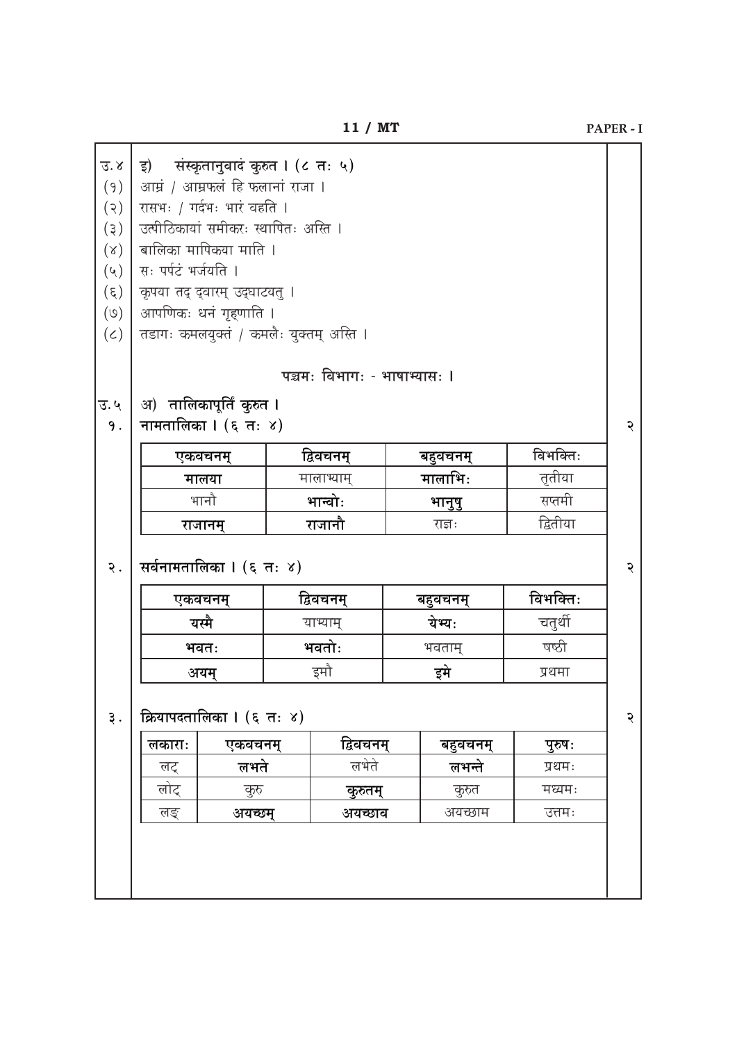उ.४ इ) **संस्कृतानुवादं कुरुत । (८ तः ५)**

(१) आम्रं / आम्रफलं हि फलानां राजा ।

(२) रासभः / गर्दभः भारं वहति ।

(३) उत्पीठिकायां समीकरः स्थापितः अस्ति ।

(४) बालिका मापिकया माति ।

(५) सः पर्पटं भर्जयति ।

(६) कृपया तद् द्वारम् उद्घाटयतु ।

(७) आपणिकः धनं गृह्णाति ।

(८) तडागः कमलयुक्तं / कमलैः युक्तम् अस्ति ।

## पञ्चमः विभागः - भाषाभ्यासः ।

उ.५ अ) **तालिकापूर्तिं कुरुत ।**

१. **नामतालिका । (६ तः ४)** — २

| एकवचनम् | द्विवचनम् | बहुवचनम् | विभक्तिः |
|---|---|---|---|
| **मालया** | मालाभ्याम् | **मालाभिः** | तृतीया |
| भानौ | **भान्वोः** | **भानुषु** | सप्तमी |
| **राजानम्** | **राजानौ** | राज्ञः | द्वितीया |

२. **सर्वनामतालिका । (६ तः ४)** — २

| एकवचनम् | द्विवचनम् | बहुवचनम् | विभक्तिः |
|---|---|---|---|
| **यस्मै** | याभ्याम् | **येभ्यः** | चतुर्थी |
| **भवतः** | **भवतोः** | भवताम् | षष्ठी |
| **अयम्** | इमौ | **इमे** | प्रथमा |

३. **क्रियापदतालिका । (६ तः ४)** — २

| लकारः | एकवचनम् | द्विवचनम् | बहुवचनम् | पुरुषः |
|---|---|---|---|---|
| लट् | **लभते** | लभेते | **लभन्ते** | प्रथमः |
| लोट् | कुरु | **कुरुतम्** | कुरुत | मध्यमः |
| लङ् | **अयच्छम्** | **अयच्छाव** | अयच्छाम | उत्तमः |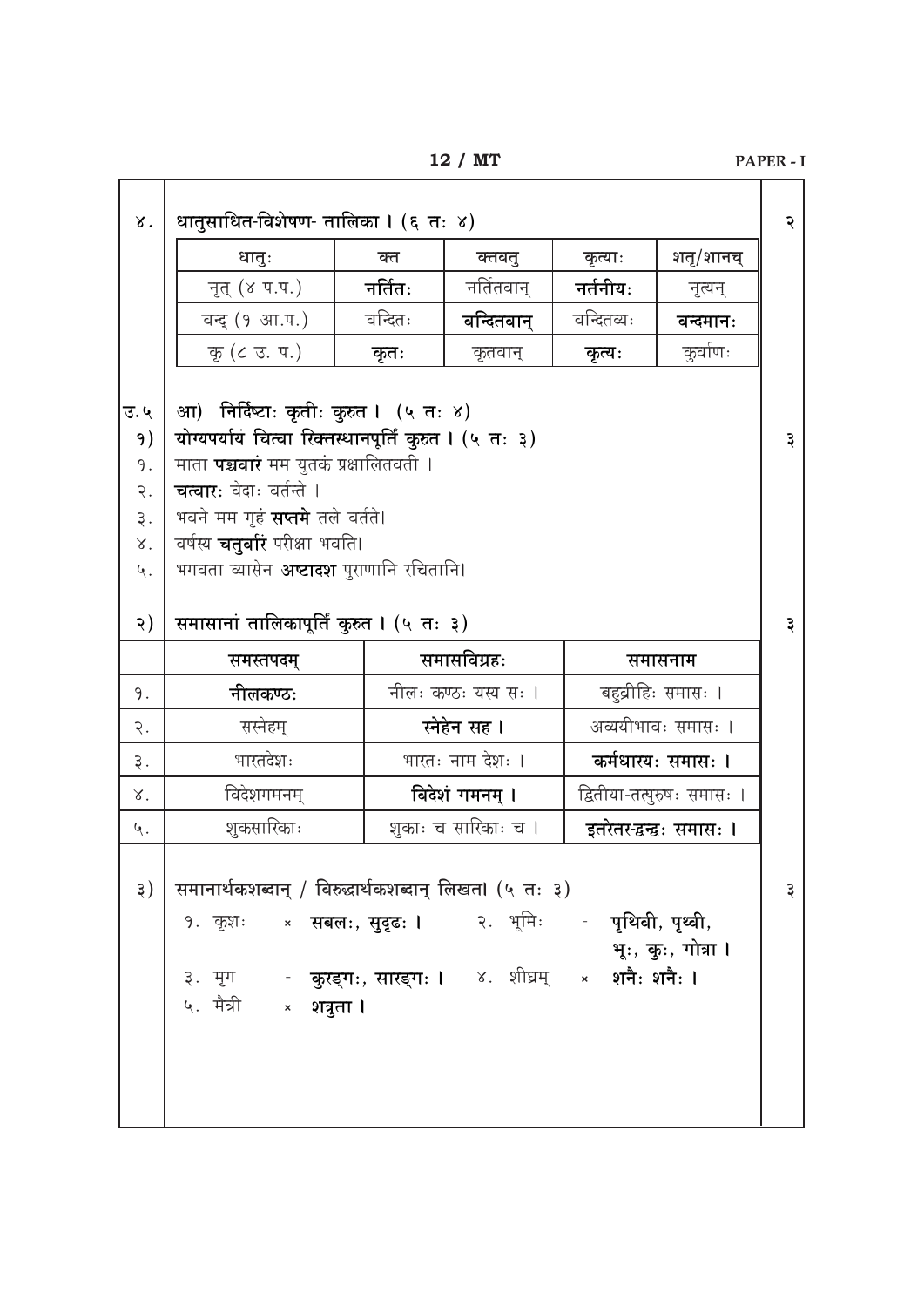४. **धातुसाधित-विशेषण- तालिका । (६ तः ४)** २

| धातुः | क्त | क्तवतु | कृत्याः | शतृ/शानच् |
|---|---|---|---|---|
| नृत् (४ प.प.) | **नर्तितः** | नर्तितवान् | **नर्तनीयः** | नृत्यन् |
| वन्द् (१ आ.प.) | वन्दितः | **वन्दितवान्** | वन्दितव्यः | **वन्दमानः** |
| कृ (८ उ. प.) | **कृतः** | कृतवान् | **कृत्यः** | कुर्वाणः |

उ.५ आ) **निर्दिष्टाः कृतीः कुरुत । (५ तः ४)**

१) **योग्यपर्यायं चित्वा रिक्तस्थानपूर्तिं कुरुत । (५ तः ३)** ३

१. माता **पञ्चवारं** मम युतकं प्रक्षालितवती ।
२. **चत्वारः** वेदाः वर्तन्ते ।
३. भवने मम गृहं **सप्तमे** तले वर्तते।
४. वर्षस्य **चतुर्वारं** परीक्षा भवति।
५. भगवता व्यासेन **अष्टादश** पुराणानि रचितानि।

२) **समासानां तालिकापूर्तिं कुरुत । (५ तः ३)** ३

| | समस्तपदम् | समासविग्रहः | समासनाम |
|---|---|---|---|
| १. | **नीलकण्ठः** | नीलः कण्ठः यस्य सः । | बहुव्रीहिः समासः । |
| २. | सस्नेहम् | **स्नेहेन सह ।** | अव्ययीभावः समासः । |
| ३. | भारतदेशः | भारतः नाम देशः । | **कर्मधारयः समासः ।** |
| ४. | विदेशगमनम् | **विदेशं गमनम् ।** | द्वितीया-तत्पुरुषः समासः । |
| ५. | शुकसारिकाः | शुकाः च सारिकाः च । | **इतरेतर-द्वन्द्वः समासः ।** |

३) **समानार्थकशब्दान् / विरुद्धार्थकशब्दान् लिखत। (५ तः ३)** ३

१. कृशः × **सबलः, सुदृढः ।** २. भूमिः - **पृथिवी, पृथ्वी, भूः, कुः, गोत्रा ।**

३. मृग - **कुरङ्गः, सारङ्गः ।** ४. शीघ्रम् × **शनैः शनैः ।**

५. मैत्री × **शत्रुता ।**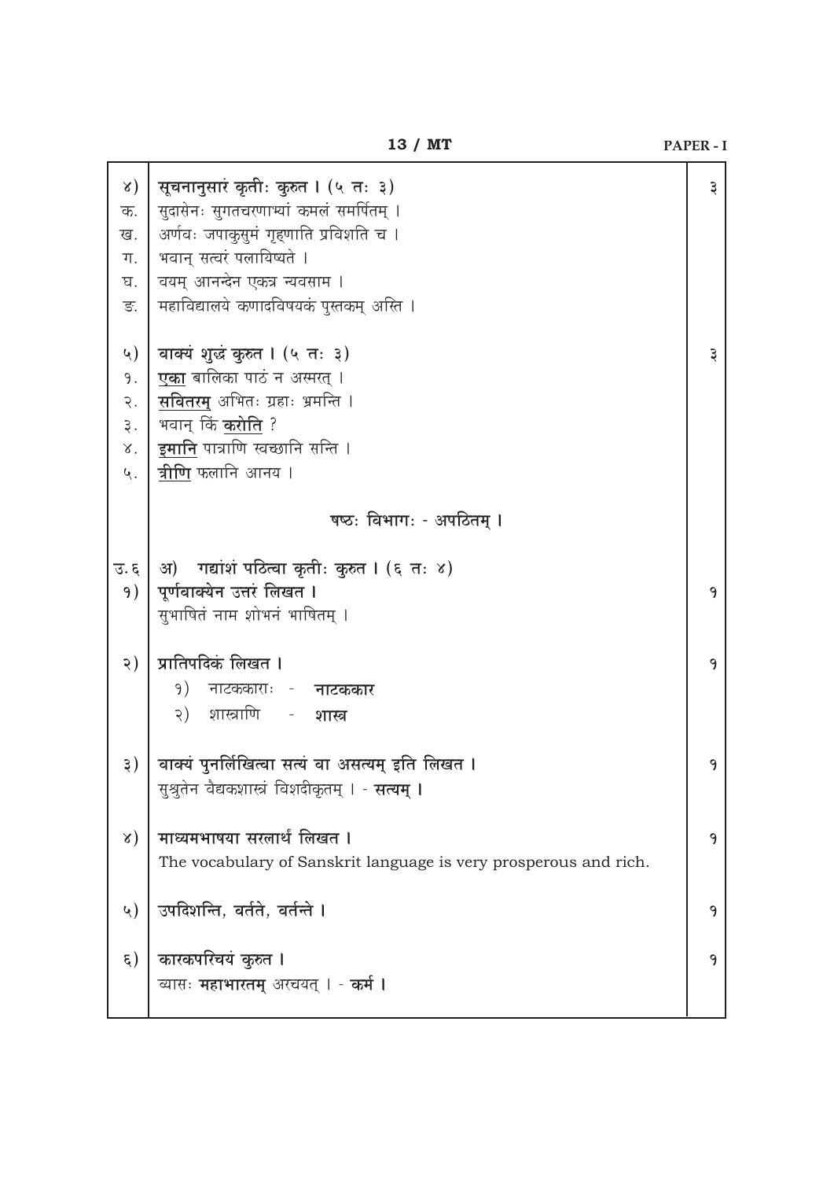| | | |
|---|---|---|
| ४) | **सूचनानुसारं कृतीः कुरुत । (५ तः ३)** | ३ |
| क. | सुदासेनः सुगतचरणाभ्यां कमलं समर्पितम् । | |
| ख. | अर्णवः जपाकुसुमं गृह्णाति प्रविशति च । | |
| ग. | भवान् सत्वरं पलायिष्यते । | |
| घ. | वयम् आनन्देन एकत्र न्यवसाम । | |
| ङ. | महाविद्यालये कणादविषयकं पुस्तकम् अस्ति । | |
| ५) | **वाक्यं शुद्धं कुरुत । (५ तः ३)** | ३ |
| १. | <u>**एका**</u> बालिका पाठं न अस्मरत् । | |
| २. | <u>**सवितरम्**</u> अभितः ग्रहाः भ्रमन्ति । | |
| ३. | भवान् किं <u>**करोति**</u> ? | |
| ४. | <u>**इमानि**</u> पात्राणि स्वच्छानि सन्ति । | |
| ५. | <u>**त्रीणि**</u> फलानि आनय । | |
| | **षष्ठः विभागः - अपठितम् ।** | |
| उ.६ | **अ) गद्यांशं पठित्वा कृतीः कुरुत । (६ तः ४)** | |
| १) | **पूर्णवाक्येन उत्तरं लिखत ।**<br>सुभाषितं नाम शोभनं भाषितम् । | १ |
| २) | **प्रातिपदिकं लिखत ।**<br>१) नाटककाराः - **नाटककार**<br>२) शास्त्राणि - **शास्त्र** | १ |
| ३) | **वाक्यं पुनर्लिखित्वा सत्यं वा असत्यम् इति लिखत ।**<br>सुश्रुतेन वैद्यकशास्त्रं विशदीकृतम् । - **सत्यम् ।** | १ |
| ४) | **माध्यमभाषया सरलार्थं लिखत ।**<br>The vocabulary of Sanskrit language is very prosperous and rich. | १ |
| ५) | **उपदिशन्ति, वर्तते, वर्तन्ते ।** | १ |
| ६) | **कारकपरिचयं कुरुत ।**<br>व्यासः **महाभारतम्** अरचयत् । - **कर्म ।** | १ |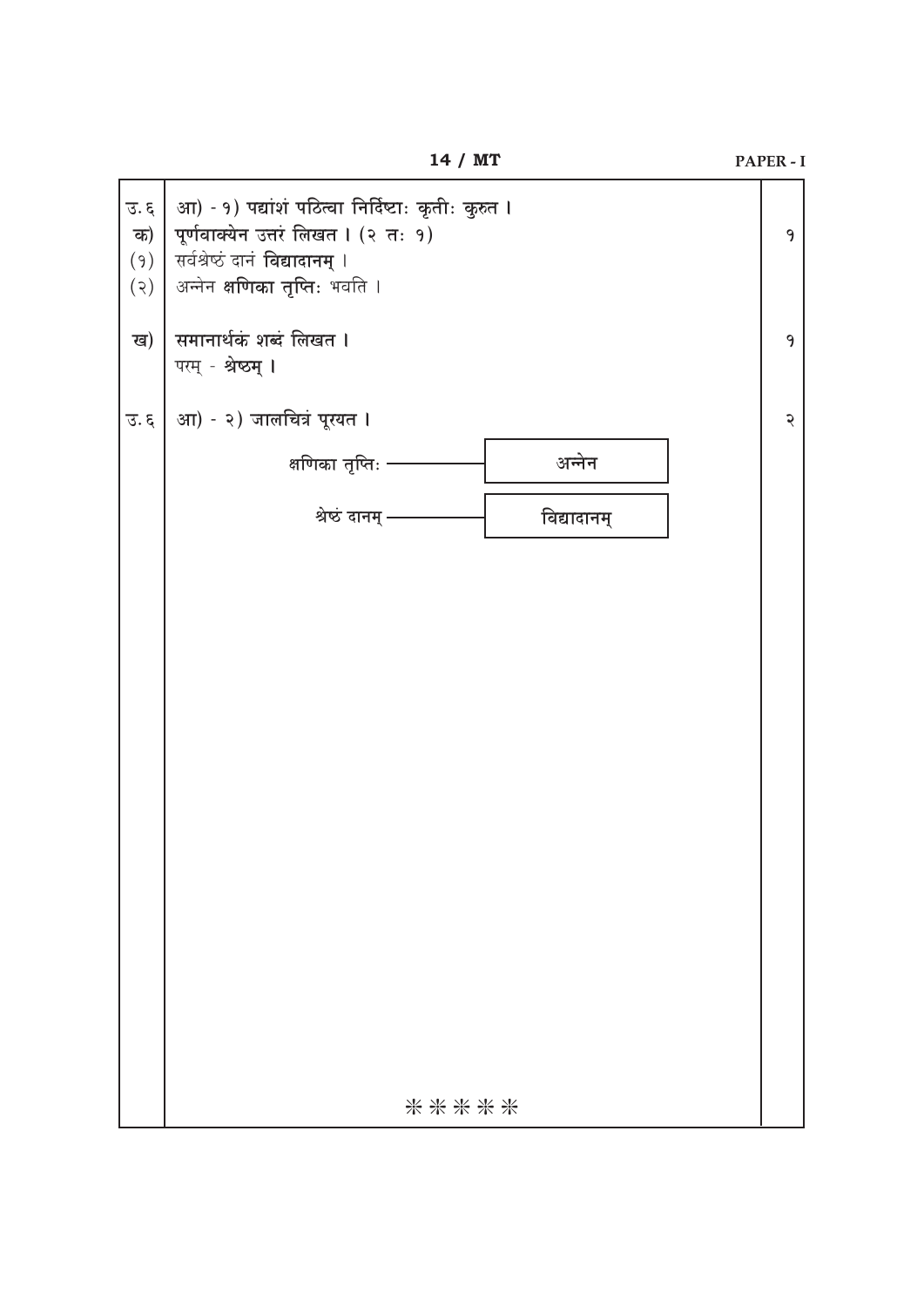उ. ६ आ) - १) पद्यांशं पठित्वा निर्दिष्टाः कृतीः कुरुत ।

क) **पूर्णवाक्येन उत्तरं लिखत । (२ तः १)** — १

(१) सर्वश्रेष्ठं दानं **विद्यादानम्** ।

(२) अन्नेन **क्षणिका तृप्तिः** भवति ।

ख) **समानार्थकं शब्दं लिखत ।** — १

परम् - **श्रेष्ठम् ।**

उ. ६ आ) - २) जालचित्रं पूरयत । — २

क्षणिका तृप्तिः — अन्नेन

श्रेष्ठं दानम् — विद्यादानम्

\* \* \* \* \*